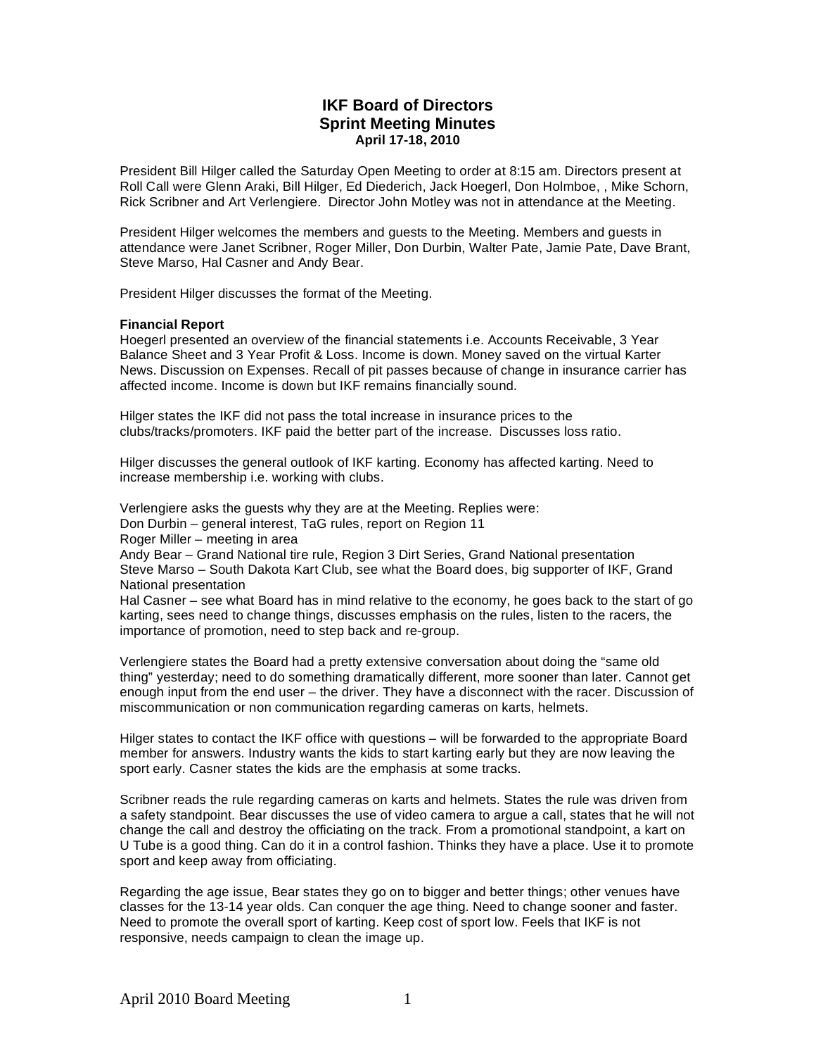# IKF Board of Directors
## Sprint Meeting Minutes
### April 17-18, 2010

President Bill Hilger called the Saturday Open Meeting to order at 8:15 am. Directors present at Roll Call were Glenn Araki, Bill Hilger, Ed Diederich, Jack Hoegerl, Don Holmboe, , Mike Schorn, Rick Scribner and Art Verlengiere. Director John Motley was not in attendance at the Meeting.

President Hilger welcomes the members and guests to the Meeting. Members and guests in attendance were Janet Scribner, Roger Miller, Don Durbin, Walter Pate, Jamie Pate, Dave Brant, Steve Marso, Hal Casner and Andy Bear.

President Hilger discusses the format of the Meeting.

**Financial Report**
Hoegerl presented an overview of the financial statements i.e. Accounts Receivable, 3 Year Balance Sheet and 3 Year Profit & Loss. Income is down. Money saved on the virtual Karter News. Discussion on Expenses. Recall of pit passes because of change in insurance carrier has affected income. Income is down but IKF remains financially sound.

Hilger states the IKF did not pass the total increase in insurance prices to the clubs/tracks/promoters. IKF paid the better part of the increase. Discusses loss ratio.

Hilger discusses the general outlook of IKF karting. Economy has affected karting. Need to increase membership i.e. working with clubs.

Verlengiere asks the guests why they are at the Meeting. Replies were:
Don Durbin – general interest, TaG rules, report on Region 11
Roger Miller – meeting in area
Andy Bear – Grand National tire rule, Region 3 Dirt Series, Grand National presentation
Steve Marso – South Dakota Kart Club, see what the Board does, big supporter of IKF, Grand National presentation
Hal Casner – see what Board has in mind relative to the economy, he goes back to the start of go karting, sees need to change things, discusses emphasis on the rules, listen to the racers, the importance of promotion, need to step back and re-group.

Verlengiere states the Board had a pretty extensive conversation about doing the "same old thing" yesterday; need to do something dramatically different, more sooner than later. Cannot get enough input from the end user – the driver. They have a disconnect with the racer. Discussion of miscommunication or non communication regarding cameras on karts, helmets.

Hilger states to contact the IKF office with questions – will be forwarded to the appropriate Board member for answers. Industry wants the kids to start karting early but they are now leaving the sport early. Casner states the kids are the emphasis at some tracks.

Scribner reads the rule regarding cameras on karts and helmets. States the rule was driven from a safety standpoint. Bear discusses the use of video camera to argue a call, states that he will not change the call and destroy the officiating on the track. From a promotional standpoint, a kart on U Tube is a good thing. Can do it in a control fashion. Thinks they have a place. Use it to promote sport and keep away from officiating.

Regarding the age issue, Bear states they go on to bigger and better things; other venues have classes for the 13-14 year olds. Can conquer the age thing. Need to change sooner and faster. Need to promote the overall sport of karting. Keep cost of sport low. Feels that IKF is not responsive, needs campaign to clean the image up.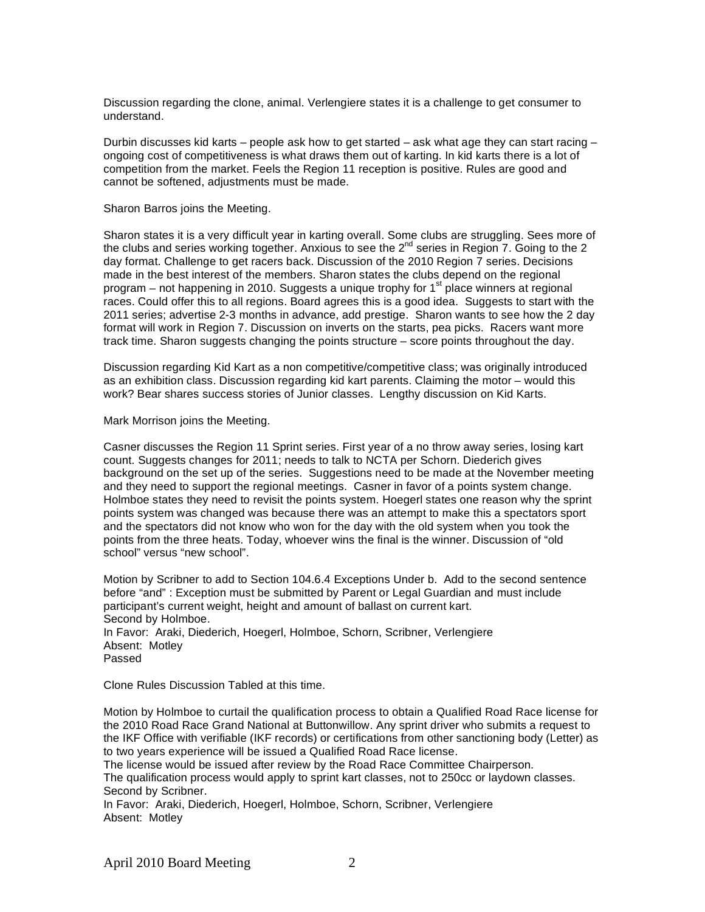Discussion regarding the clone, animal. Verlengiere states it is a challenge to get consumer to understand.

Durbin discusses kid karts – people ask how to get started – ask what age they can start racing – ongoing cost of competitiveness is what draws them out of karting. In kid karts there is a lot of competition from the market. Feels the Region 11 reception is positive. Rules are good and cannot be softened, adjustments must be made.

Sharon Barros joins the Meeting.

Sharon states it is a very difficult year in karting overall. Some clubs are struggling. Sees more of the clubs and series working together. Anxious to see the 2nd series in Region 7. Going to the 2 day format. Challenge to get racers back. Discussion of the 2010 Region 7 series. Decisions made in the best interest of the members. Sharon states the clubs depend on the regional program – not happening in 2010. Suggests a unique trophy for 1st place winners at regional races. Could offer this to all regions. Board agrees this is a good idea. Suggests to start with the 2011 series; advertise 2-3 months in advance, add prestige. Sharon wants to see how the 2 day format will work in Region 7. Discussion on inverts on the starts, pea picks. Racers want more track time. Sharon suggests changing the points structure – score points throughout the day.

Discussion regarding Kid Kart as a non competitive/competitive class; was originally introduced as an exhibition class. Discussion regarding kid kart parents. Claiming the motor – would this work? Bear shares success stories of Junior classes. Lengthy discussion on Kid Karts.

Mark Morrison joins the Meeting.

Casner discusses the Region 11 Sprint series. First year of a no throw away series, losing kart count. Suggests changes for 2011; needs to talk to NCTA per Schorn. Diederich gives background on the set up of the series. Suggestions need to be made at the November meeting and they need to support the regional meetings. Casner in favor of a points system change. Holmboe states they need to revisit the points system. Hoegerl states one reason why the sprint points system was changed was because there was an attempt to make this a spectators sport and the spectators did not know who won for the day with the old system when you took the points from the three heats. Today, whoever wins the final is the winner. Discussion of "old school" versus "new school".

Motion by Scribner to add to Section 104.6.4 Exceptions Under b. Add to the second sentence before "and" : Exception must be submitted by Parent or Legal Guardian and must include participant's current weight, height and amount of ballast on current kart.
Second by Holmboe.
In Favor: Araki, Diederich, Hoegerl, Holmboe, Schorn, Scribner, Verlengiere
Absent: Motley
Passed

Clone Rules Discussion Tabled at this time.

Motion by Holmboe to curtail the qualification process to obtain a Qualified Road Race license for the 2010 Road Race Grand National at Buttonwillow. Any sprint driver who submits a request to the IKF Office with verifiable (IKF records) or certifications from other sanctioning body (Letter) as to two years experience will be issued a Qualified Road Race license.
The license would be issued after review by the Road Race Committee Chairperson.
The qualification process would apply to sprint kart classes, not to 250cc or laydown classes.
Second by Scribner.
In Favor: Araki, Diederich, Hoegerl, Holmboe, Schorn, Scribner, Verlengiere
Absent: Motley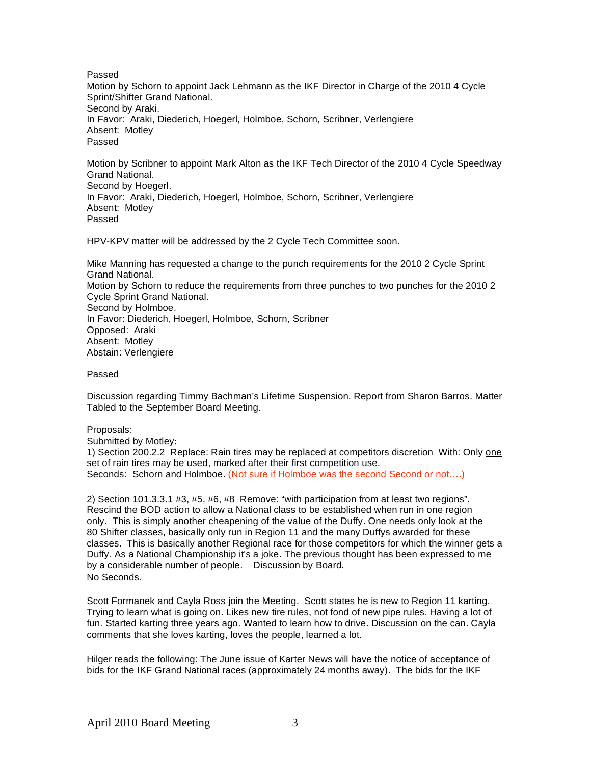Passed
Motion by Schorn to appoint Jack Lehmann as the IKF Director in Charge of the 2010 4 Cycle Sprint/Shifter Grand National.
Second by Araki.
In Favor: Araki, Diederich, Hoegerl, Holmboe, Schorn, Scribner, Verlengiere
Absent: Motley
Passed

Motion by Scribner to appoint Mark Alton as the IKF Tech Director of the 2010 4 Cycle Speedway Grand National.
Second by Hoegerl.
In Favor: Araki, Diederich, Hoegerl, Holmboe, Schorn, Scribner, Verlengiere
Absent: Motley
Passed

HPV-KPV matter will be addressed by the 2 Cycle Tech Committee soon.

Mike Manning has requested a change to the punch requirements for the 2010 2 Cycle Sprint Grand National.
Motion by Schorn to reduce the requirements from three punches to two punches for the 2010 2 Cycle Sprint Grand National.
Second by Holmboe.
In Favor: Diederich, Hoegerl, Holmboe, Schorn, Scribner
Opposed: Araki
Absent: Motley
Abstain: Verlengiere

Passed

Discussion regarding Timmy Bachman's Lifetime Suspension. Report from Sharon Barros. Matter Tabled to the September Board Meeting.

Proposals:
Submitted by Motley:
1) Section 200.2.2 Replace: Rain tires may be replaced at competitors discretion With: Only one set of rain tires may be used, marked after their first competition use.
Seconds: Schorn and Holmboe. (Not sure if Holmboe was the second Second or not….)

2) Section 101.3.3.1 #3, #5, #6, #8 Remove: "with participation from at least two regions". Rescind the BOD action to allow a National class to be established when run in one region only. This is simply another cheapening of the value of the Duffy. One needs only look at the 80 Shifter classes, basically only run in Region 11 and the many Duffys awarded for these classes. This is basically another Regional race for those competitors for which the winner gets a Duffy. As a National Championship it's a joke. The previous thought has been expressed to me by a considerable number of people. Discussion by Board.
No Seconds.

Scott Formanek and Cayla Ross join the Meeting. Scott states he is new to Region 11 karting. Trying to learn what is going on. Likes new tire rules, not fond of new pipe rules. Having a lot of fun. Started karting three years ago. Wanted to learn how to drive. Discussion on the can. Cayla comments that she loves karting, loves the people, learned a lot.

Hilger reads the following: The June issue of Karter News will have the notice of acceptance of bids for the IKF Grand National races (approximately 24 months away). The bids for the IKF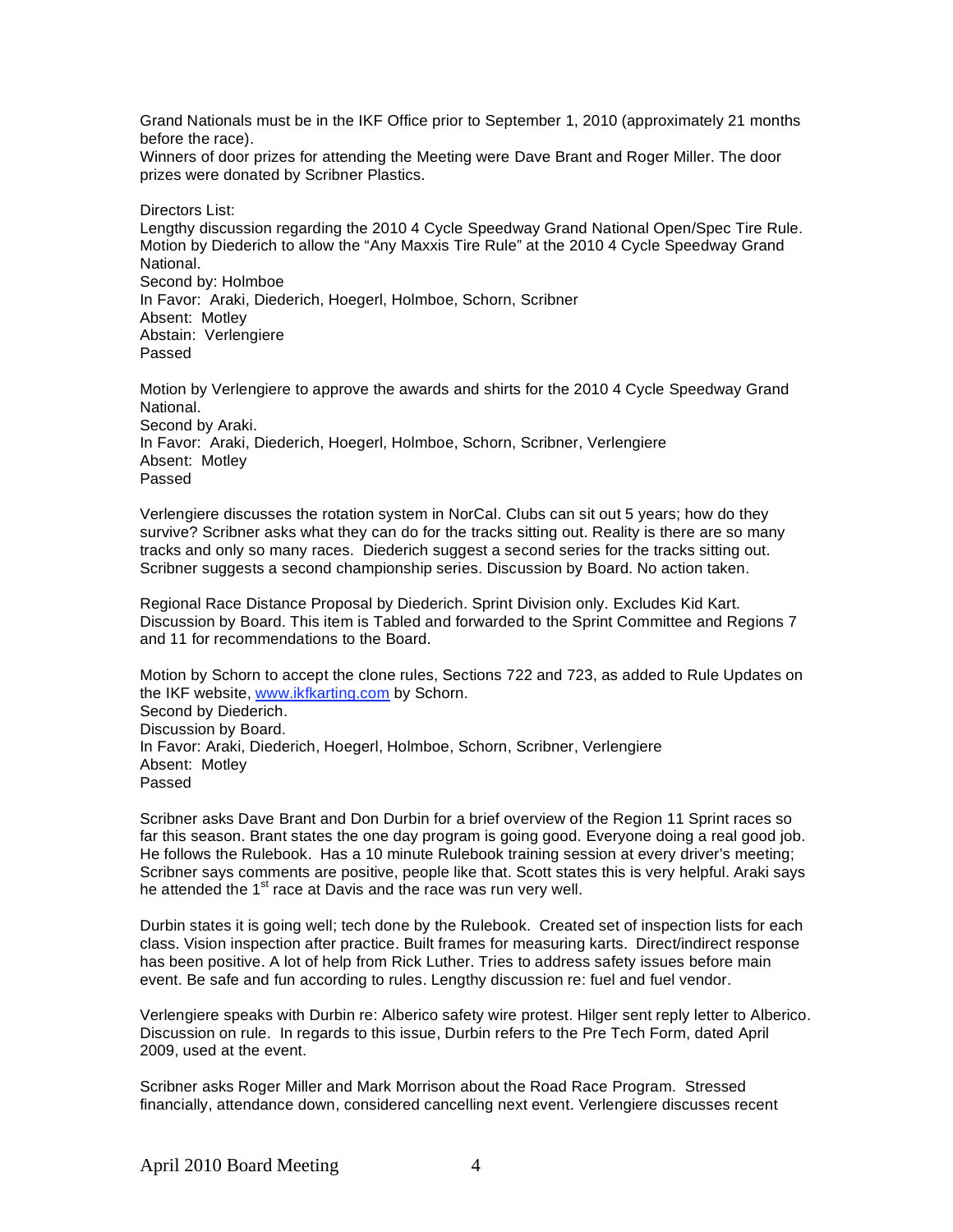Grand Nationals must be in the IKF Office prior to September 1, 2010 (approximately 21 months before the race).
Winners of door prizes for attending the Meeting were Dave Brant and Roger Miller. The door prizes were donated by Scribner Plastics.

Directors List:
Lengthy discussion regarding the 2010 4 Cycle Speedway Grand National Open/Spec Tire Rule.
Motion by Diederich to allow the "Any Maxxis Tire Rule" at the 2010 4 Cycle Speedway Grand National.
Second by: Holmboe
In Favor: Araki, Diederich, Hoegerl, Holmboe, Schorn, Scribner
Absent: Motley
Abstain: Verlengiere
Passed

Motion by Verlengiere to approve the awards and shirts for the 2010 4 Cycle Speedway Grand National.
Second by Araki.
In Favor: Araki, Diederich, Hoegerl, Holmboe, Schorn, Scribner, Verlengiere
Absent: Motley
Passed

Verlengiere discusses the rotation system in NorCal. Clubs can sit out 5 years; how do they survive? Scribner asks what they can do for the tracks sitting out. Reality is there are so many tracks and only so many races. Diederich suggest a second series for the tracks sitting out. Scribner suggests a second championship series. Discussion by Board. No action taken.

Regional Race Distance Proposal by Diederich. Sprint Division only. Excludes Kid Kart. Discussion by Board. This item is Tabled and forwarded to the Sprint Committee and Regions 7 and 11 for recommendations to the Board.

Motion by Schorn to accept the clone rules, Sections 722 and 723, as added to Rule Updates on the IKF website, www.ikfkarting.com by Schorn.
Second by Diederich.
Discussion by Board.
In Favor: Araki, Diederich, Hoegerl, Holmboe, Schorn, Scribner, Verlengiere
Absent: Motley
Passed

Scribner asks Dave Brant and Don Durbin for a brief overview of the Region 11 Sprint races so far this season. Brant states the one day program is going good. Everyone doing a real good job. He follows the Rulebook. Has a 10 minute Rulebook training session at every driver's meeting; Scribner says comments are positive, people like that. Scott states this is very helpful. Araki says he attended the 1st race at Davis and the race was run very well.

Durbin states it is going well; tech done by the Rulebook. Created set of inspection lists for each class. Vision inspection after practice. Built frames for measuring karts. Direct/indirect response has been positive. A lot of help from Rick Luther. Tries to address safety issues before main event. Be safe and fun according to rules. Lengthy discussion re: fuel and fuel vendor.

Verlengiere speaks with Durbin re: Alberico safety wire protest. Hilger sent reply letter to Alberico. Discussion on rule. In regards to this issue, Durbin refers to the Pre Tech Form, dated April 2009, used at the event.

Scribner asks Roger Miller and Mark Morrison about the Road Race Program. Stressed financially, attendance down, considered cancelling next event. Verlengiere discusses recent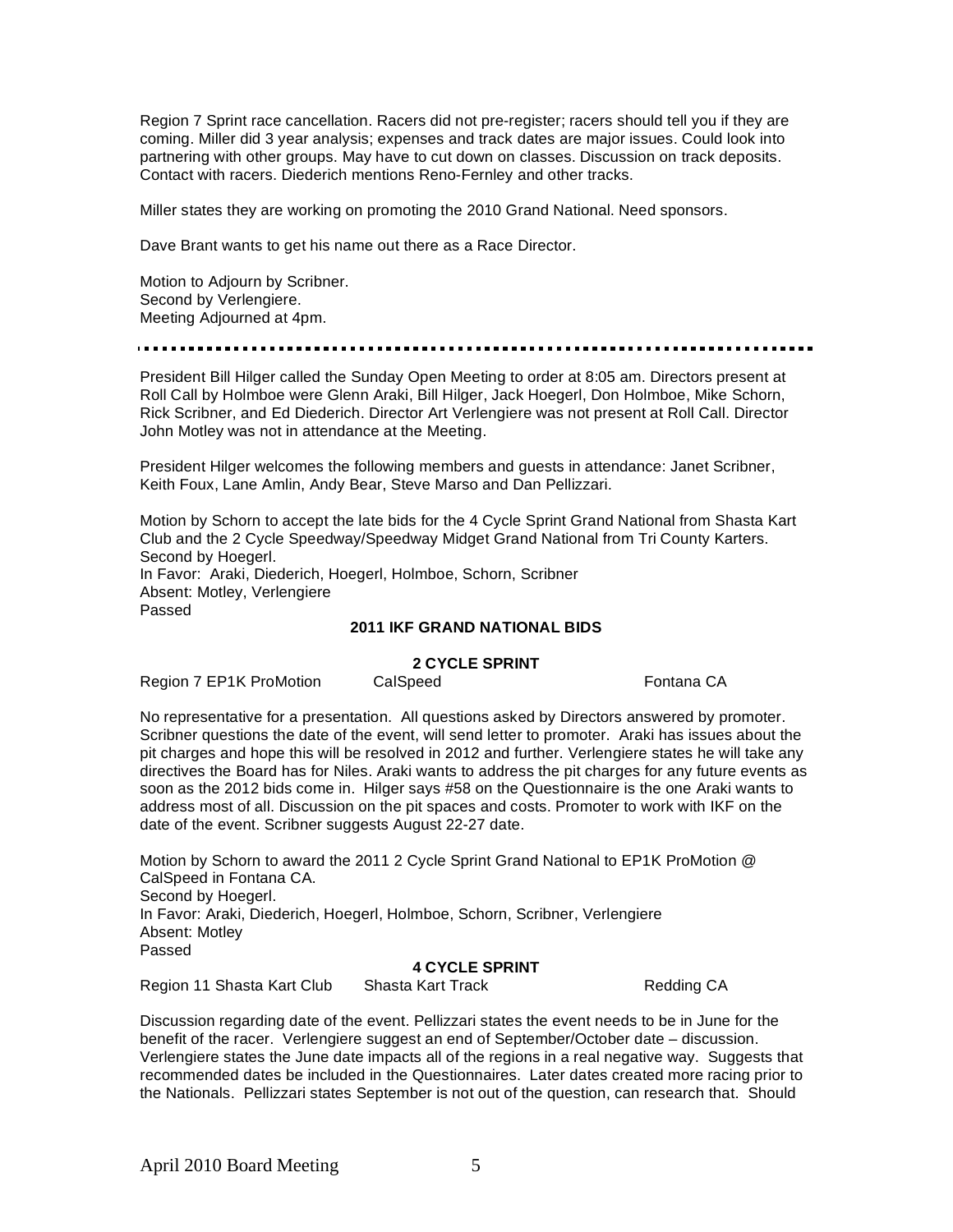Region 7 Sprint race cancellation. Racers did not pre-register; racers should tell you if they are coming. Miller did 3 year analysis; expenses and track dates are major issues. Could look into partnering with other groups. May have to cut down on classes. Discussion on track deposits. Contact with racers. Diederich mentions Reno-Fernley and other tracks.

Miller states they are working on promoting the 2010 Grand National. Need sponsors.

Dave Brant wants to get his name out there as a Race Director.

Motion to Adjourn by Scribner.
Second by Verlengiere.
Meeting Adjourned at 4pm.

---

President Bill Hilger called the Sunday Open Meeting to order at 8:05 am. Directors present at Roll Call by Holmboe were Glenn Araki, Bill Hilger, Jack Hoegerl, Don Holmboe, Mike Schorn, Rick Scribner, and Ed Diederich. Director Art Verlengiere was not present at Roll Call. Director John Motley was not in attendance at the Meeting.

President Hilger welcomes the following members and guests in attendance: Janet Scribner, Keith Foux, Lane Amlin, Andy Bear, Steve Marso and Dan Pellizzari.

Motion by Schorn to accept the late bids for the 4 Cycle Sprint Grand National from Shasta Kart Club and the 2 Cycle Speedway/Speedway Midget Grand National from Tri County Karters.
Second by Hoegerl.
In Favor: Araki, Diederich, Hoegerl, Holmboe, Schorn, Scribner
Absent: Motley, Verlengiere
Passed

**2011 IKF GRAND NATIONAL BIDS**

**2 CYCLE SPRINT**

Region 7 EP1K ProMotion    CalSpeed    Fontana CA

No representative for a presentation. All questions asked by Directors answered by promoter. Scribner questions the date of the event, will send letter to promoter. Araki has issues about the pit charges and hope this will be resolved in 2012 and further. Verlengiere states he will take any directives the Board has for Niles. Araki wants to address the pit charges for any future events as soon as the 2012 bids come in. Hilger says #58 on the Questionnaire is the one Araki wants to address most of all. Discussion on the pit spaces and costs. Promoter to work with IKF on the date of the event. Scribner suggests August 22-27 date.

Motion by Schorn to award the 2011 2 Cycle Sprint Grand National to EP1K ProMotion @ CalSpeed in Fontana CA.
Second by Hoegerl.
In Favor: Araki, Diederich, Hoegerl, Holmboe, Schorn, Scribner, Verlengiere
Absent: Motley
Passed

**4 CYCLE SPRINT**

Region 11 Shasta Kart Club    Shasta Kart Track    Redding CA

Discussion regarding date of the event. Pellizzari states the event needs to be in June for the benefit of the racer. Verlengiere suggest an end of September/October date – discussion. Verlengiere states the June date impacts all of the regions in a real negative way. Suggests that recommended dates be included in the Questionnaires. Later dates created more racing prior to the Nationals. Pellizzari states September is not out of the question, can research that. Should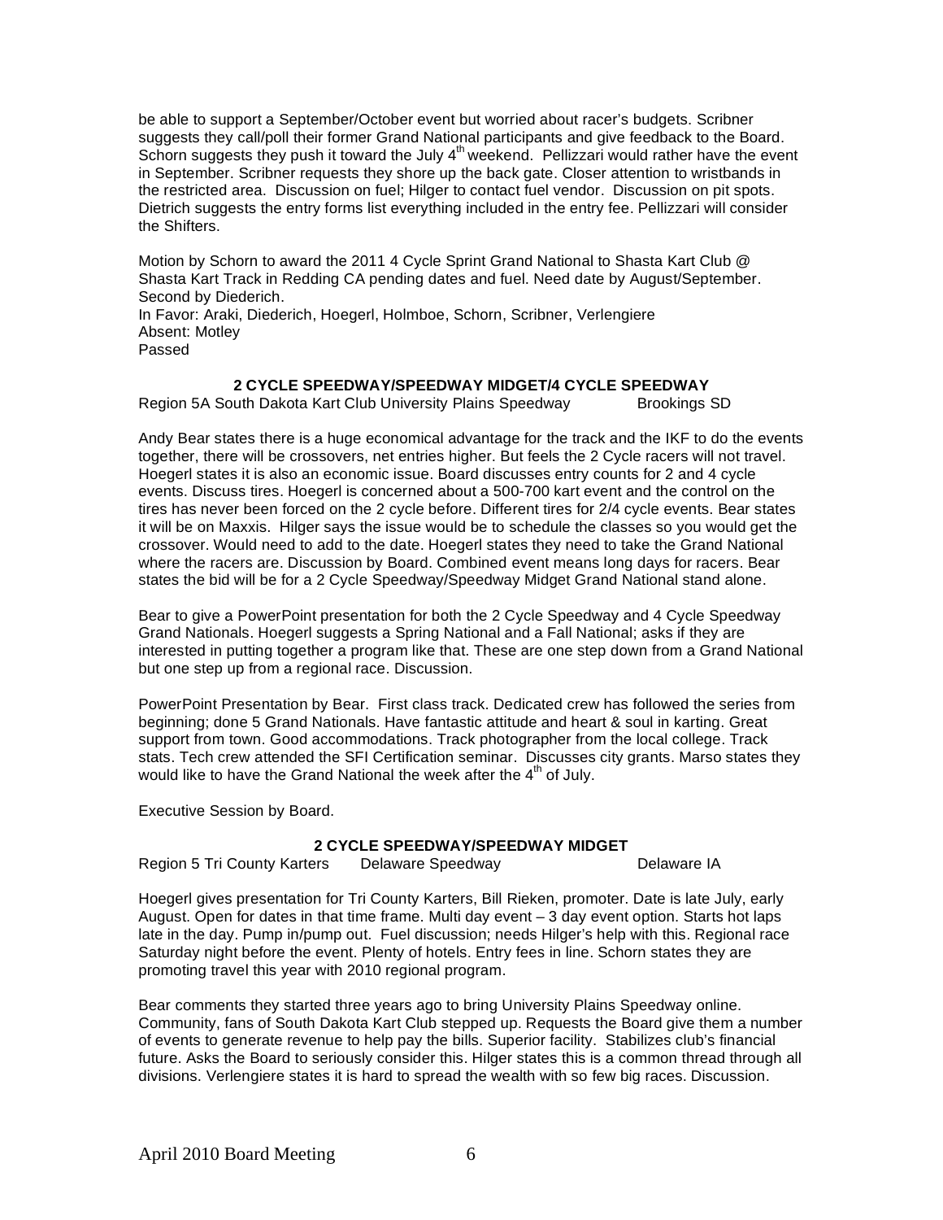be able to support a September/October event but worried about racer's budgets. Scribner suggests they call/poll their former Grand National participants and give feedback to the Board. Schorn suggests they push it toward the July 4th weekend. Pellizzari would rather have the event in September. Scribner requests they shore up the back gate. Closer attention to wristbands in the restricted area. Discussion on fuel; Hilger to contact fuel vendor. Discussion on pit spots. Dietrich suggests the entry forms list everything included in the entry fee. Pellizzari will consider the Shifters.

Motion by Schorn to award the 2011 4 Cycle Sprint Grand National to Shasta Kart Club @ Shasta Kart Track in Redding CA pending dates and fuel. Need date by August/September. Second by Diederich.
In Favor: Araki, Diederich, Hoegerl, Holmboe, Schorn, Scribner, Verlengiere
Absent: Motley
Passed

### 2 CYCLE SPEEDWAY/SPEEDWAY MIDGET/4 CYCLE SPEEDWAY

Region 5A South Dakota Kart Club University Plains Speedway Brookings SD

Andy Bear states there is a huge economical advantage for the track and the IKF to do the events together, there will be crossovers, net entries higher. But feels the 2 Cycle racers will not travel. Hoegerl states it is also an economic issue. Board discusses entry counts for 2 and 4 cycle events. Discuss tires. Hoegerl is concerned about a 500-700 kart event and the control on the tires has never been forced on the 2 cycle before. Different tires for 2/4 cycle events. Bear states it will be on Maxxis. Hilger says the issue would be to schedule the classes so you would get the crossover. Would need to add to the date. Hoegerl states they need to take the Grand National where the racers are. Discussion by Board. Combined event means long days for racers. Bear states the bid will be for a 2 Cycle Speedway/Speedway Midget Grand National stand alone.

Bear to give a PowerPoint presentation for both the 2 Cycle Speedway and 4 Cycle Speedway Grand Nationals. Hoegerl suggests a Spring National and a Fall National; asks if they are interested in putting together a program like that. These are one step down from a Grand National but one step up from a regional race. Discussion.

PowerPoint Presentation by Bear. First class track. Dedicated crew has followed the series from beginning; done 5 Grand Nationals. Have fantastic attitude and heart & soul in karting. Great support from town. Good accommodations. Track photographer from the local college. Track stats. Tech crew attended the SFI Certification seminar. Discusses city grants. Marso states they would like to have the Grand National the week after the 4th of July.

Executive Session by Board.

### 2 CYCLE SPEEDWAY/SPEEDWAY MIDGET

Region 5 Tri County Karters Delaware Speedway Delaware IA

Hoegerl gives presentation for Tri County Karters, Bill Rieken, promoter. Date is late July, early August. Open for dates in that time frame. Multi day event – 3 day event option. Starts hot laps late in the day. Pump in/pump out. Fuel discussion; needs Hilger's help with this. Regional race Saturday night before the event. Plenty of hotels. Entry fees in line. Schorn states they are promoting travel this year with 2010 regional program.

Bear comments they started three years ago to bring University Plains Speedway online. Community, fans of South Dakota Kart Club stepped up. Requests the Board give them a number of events to generate revenue to help pay the bills. Superior facility. Stabilizes club's financial future. Asks the Board to seriously consider this. Hilger states this is a common thread through all divisions. Verlengiere states it is hard to spread the wealth with so few big races. Discussion.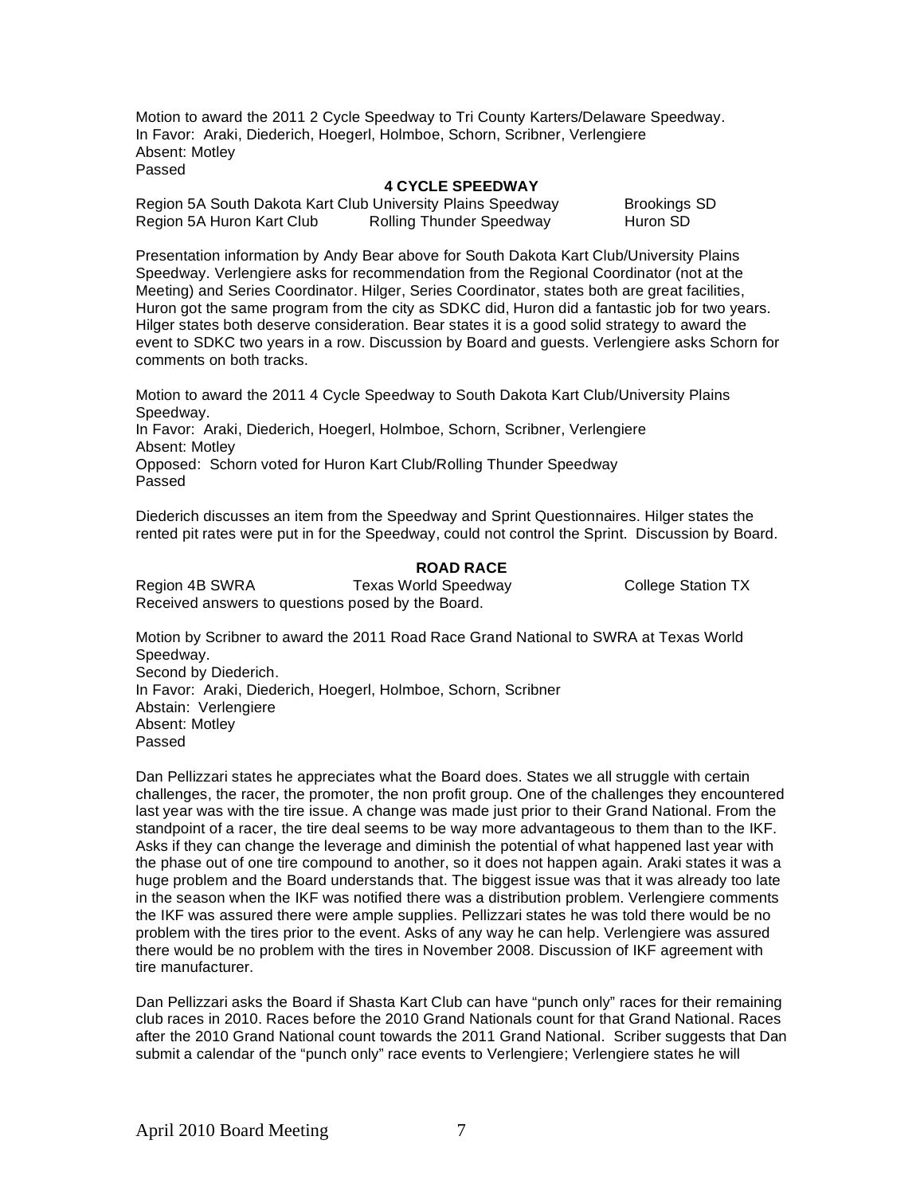Motion to award the 2011 2 Cycle Speedway to Tri County Karters/Delaware Speedway.
In Favor: Araki, Diederich, Hoegerl, Holmboe, Schorn, Scribner, Verlengiere
Absent: Motley
Passed

**4 CYCLE SPEEDWAY**

| | | |
|---|---|---|
| Region 5A South Dakota Kart Club | University Plains Speedway | Brookings SD |
| Region 5A Huron Kart Club | Rolling Thunder Speedway | Huron SD |

Presentation information by Andy Bear above for South Dakota Kart Club/University Plains Speedway. Verlengiere asks for recommendation from the Regional Coordinator (not at the Meeting) and Series Coordinator. Hilger, Series Coordinator, states both are great facilities, Huron got the same program from the city as SDKC did, Huron did a fantastic job for two years. Hilger states both deserve consideration. Bear states it is a good solid strategy to award the event to SDKC two years in a row. Discussion by Board and guests. Verlengiere asks Schorn for comments on both tracks.

Motion to award the 2011 4 Cycle Speedway to South Dakota Kart Club/University Plains Speedway.
In Favor: Araki, Diederich, Hoegerl, Holmboe, Schorn, Scribner, Verlengiere
Absent: Motley
Opposed: Schorn voted for Huron Kart Club/Rolling Thunder Speedway
Passed

Diederich discusses an item from the Speedway and Sprint Questionnaires. Hilger states the rented pit rates were put in for the Speedway, could not control the Sprint. Discussion by Board.

**ROAD RACE**

| | | |
|---|---|---|
| Region 4B SWRA | Texas World Speedway | College Station TX |

Received answers to questions posed by the Board.

Motion by Scribner to award the 2011 Road Race Grand National to SWRA at Texas World Speedway.
Second by Diederich.
In Favor: Araki, Diederich, Hoegerl, Holmboe, Schorn, Scribner
Abstain: Verlengiere
Absent: Motley
Passed

Dan Pellizzari states he appreciates what the Board does. States we all struggle with certain challenges, the racer, the promoter, the non profit group. One of the challenges they encountered last year was with the tire issue. A change was made just prior to their Grand National. From the standpoint of a racer, the tire deal seems to be way more advantageous to them than to the IKF. Asks if they can change the leverage and diminish the potential of what happened last year with the phase out of one tire compound to another, so it does not happen again. Araki states it was a huge problem and the Board understands that. The biggest issue was that it was already too late in the season when the IKF was notified there was a distribution problem. Verlengiere comments the IKF was assured there were ample supplies. Pellizzari states he was told there would be no problem with the tires prior to the event. Asks of any way he can help. Verlengiere was assured there would be no problem with the tires in November 2008. Discussion of IKF agreement with tire manufacturer.

Dan Pellizzari asks the Board if Shasta Kart Club can have "punch only" races for their remaining club races in 2010. Races before the 2010 Grand Nationals count for that Grand National. Races after the 2010 Grand National count towards the 2011 Grand National. Scriber suggests that Dan submit a calendar of the "punch only" race events to Verlengiere; Verlengiere states he will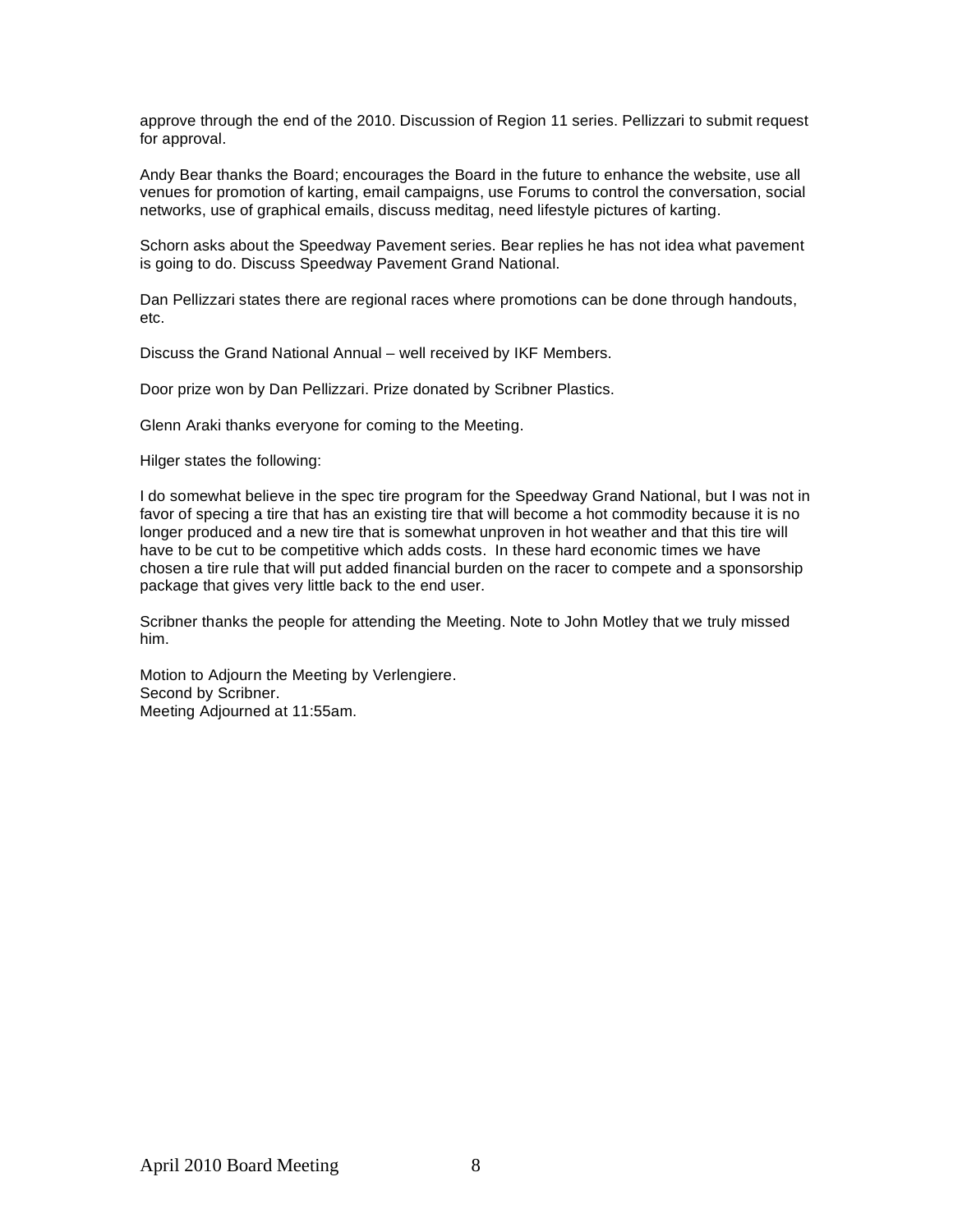approve through the end of the 2010. Discussion of Region 11 series. Pellizzari to submit request for approval.

Andy Bear thanks the Board; encourages the Board in the future to enhance the website, use all venues for promotion of karting, email campaigns, use Forums to control the conversation, social networks, use of graphical emails, discuss meditag, need lifestyle pictures of karting.

Schorn asks about the Speedway Pavement series. Bear replies he has not idea what pavement is going to do. Discuss Speedway Pavement Grand National.

Dan Pellizzari states there are regional races where promotions can be done through handouts, etc.

Discuss the Grand National Annual – well received by IKF Members.

Door prize won by Dan Pellizzari. Prize donated by Scribner Plastics.

Glenn Araki thanks everyone for coming to the Meeting.

Hilger states the following:

I do somewhat believe in the spec tire program for the Speedway Grand National, but I was not in favor of specing a tire that has an existing tire that will become a hot commodity because it is no longer produced and a new tire that is somewhat unproven in hot weather and that this tire will have to be cut to be competitive which adds costs. In these hard economic times we have chosen a tire rule that will put added financial burden on the racer to compete and a sponsorship package that gives very little back to the end user.

Scribner thanks the people for attending the Meeting. Note to John Motley that we truly missed him.

Motion to Adjourn the Meeting by Verlengiere.
Second by Scribner.
Meeting Adjourned at 11:55am.